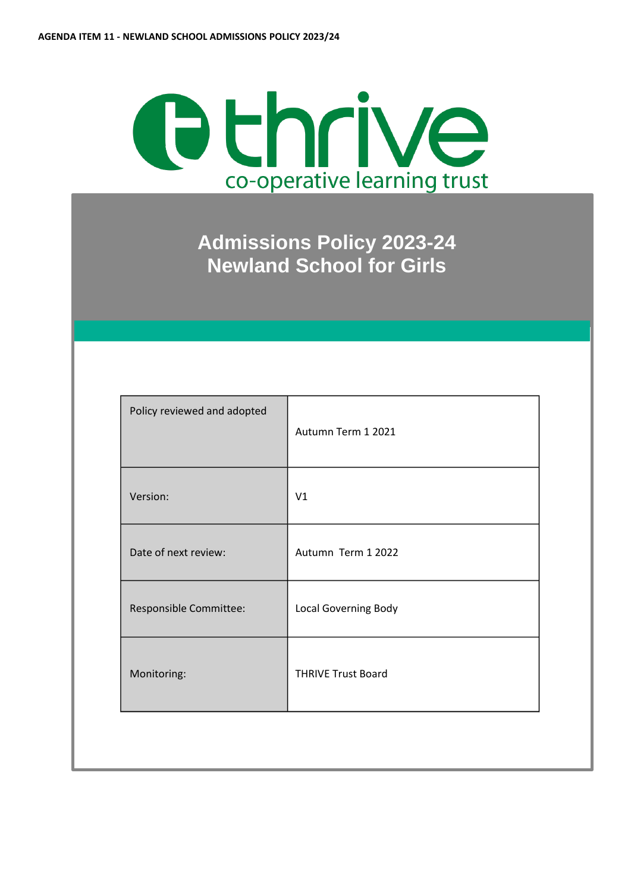AGENDA ITEM 11 - NEWLAND SCHOOL ADMISSIONS POLICY 2023/24

thrive
co-operative learning trust

# Admissions Policy 2023-24
# Newland School for Girls

| Policy reviewed and adopted | Autumn Term 1 2021 |
| --- | --- |
| Version: | V1 |
| Date of next review: | Autumn Term 1 2022 |
| Responsible Committee: | Local Governing Body |
| Monitoring: | THRIVE Trust Board |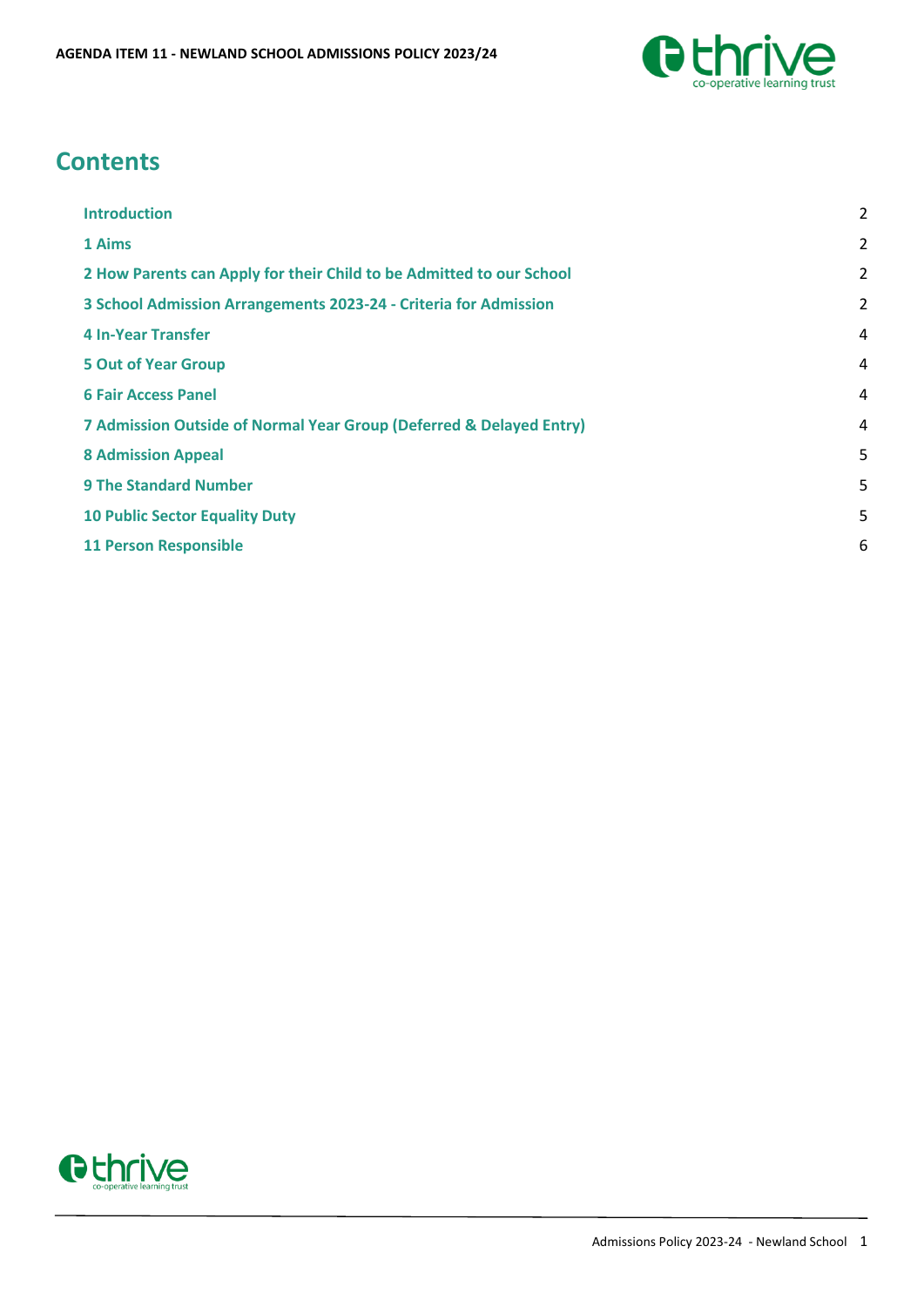# Contents

| | |
|---|---|
| **Introduction** | 2 |
| **1 Aims** | 2 |
| **2 How Parents can Apply for their Child to be Admitted to our School** | 2 |
| **3 School Admission Arrangements 2023-24 - Criteria for Admission** | 2 |
| **4 In-Year Transfer** | 4 |
| **5 Out of Year Group** | 4 |
| **6 Fair Access Panel** | 4 |
| **7 Admission Outside of Normal Year Group (Deferred & Delayed Entry)** | 4 |
| **8 Admission Appeal** | 5 |
| **9 The Standard Number** | 5 |
| **10 Public Sector Equality Duty** | 5 |
| **11 Person Responsible** | 6 |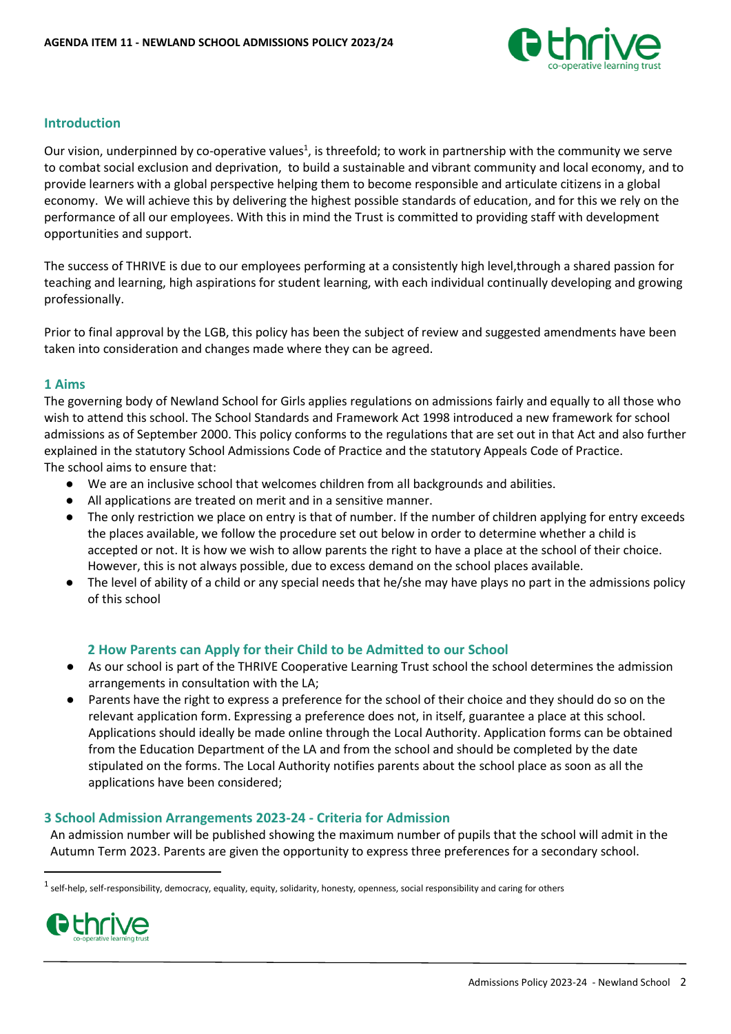## Introduction

Our vision, underpinned by co-operative values[1], is threefold; to work in partnership with the community we serve to combat social exclusion and deprivation, to build a sustainable and vibrant community and local economy, and to provide learners with a global perspective helping them to become responsible and articulate citizens in a global economy. We will achieve this by delivering the highest possible standards of education, and for this we rely on the performance of all our employees. With this in mind the Trust is committed to providing staff with development opportunities and support.

The success of THRIVE is due to our employees performing at a consistently high level,through a shared passion for teaching and learning, high aspirations for student learning, with each individual continually developing and growing professionally.

Prior to final approval by the LGB, this policy has been the subject of review and suggested amendments have been taken into consideration and changes made where they can be agreed.

## 1 Aims

The governing body of Newland School for Girls applies regulations on admissions fairly and equally to all those who wish to attend this school. The School Standards and Framework Act 1998 introduced a new framework for school admissions as of September 2000. This policy conforms to the regulations that are set out in that Act and also further explained in the statutory School Admissions Code of Practice and the statutory Appeals Code of Practice.
The school aims to ensure that:

- We are an inclusive school that welcomes children from all backgrounds and abilities.
- All applications are treated on merit and in a sensitive manner.
- The only restriction we place on entry is that of number. If the number of children applying for entry exceeds the places available, we follow the procedure set out below in order to determine whether a child is accepted or not. It is how we wish to allow parents the right to have a place at the school of their choice. However, this is not always possible, due to excess demand on the school places available.
- The level of ability of a child or any special needs that he/she may have plays no part in the admissions policy of this school

## 2 How Parents can Apply for their Child to be Admitted to our School

- As our school is part of the THRIVE Cooperative Learning Trust school the school determines the admission arrangements in consultation with the LA;
- Parents have the right to express a preference for the school of their choice and they should do so on the relevant application form. Expressing a preference does not, in itself, guarantee a place at this school. Applications should ideally be made online through the Local Authority. Application forms can be obtained from the Education Department of the LA and from the school and should be completed by the date stipulated on the forms. The Local Authority notifies parents about the school place as soon as all the applications have been considered;

## 3 School Admission Arrangements 2023-24 - Criteria for Admission

An admission number will be published showing the maximum number of pupils that the school will admit in the Autumn Term 2023. Parents are given the opportunity to express three preferences for a secondary school.

[1] self-help, self-responsibility, democracy, equality, equity, solidarity, honesty, openness, social responsibility and caring for others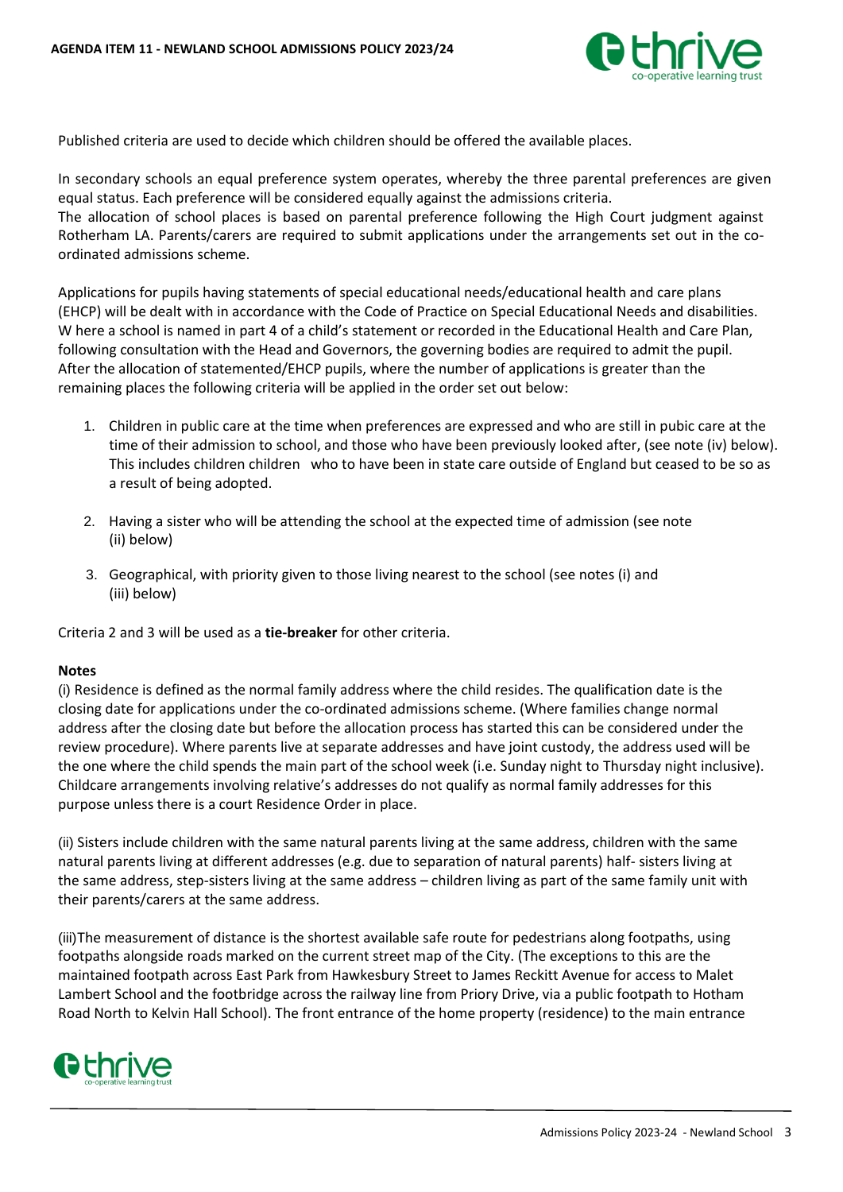Published criteria are used to decide which children should be offered the available places.

In secondary schools an equal preference system operates, whereby the three parental preferences are given equal status. Each preference will be considered equally against the admissions criteria.
The allocation of school places is based on parental preference following the High Court judgment against Rotherham LA. Parents/carers are required to submit applications under the arrangements set out in the co-ordinated admissions scheme.

Applications for pupils having statements of special educational needs/educational health and care plans (EHCP) will be dealt with in accordance with the Code of Practice on Special Educational Needs and disabilities. W here a school is named in part 4 of a child's statement or recorded in the Educational Health and Care Plan, following consultation with the Head and Governors, the governing bodies are required to admit the pupil. After the allocation of statemented/EHCP pupils, where the number of applications is greater than the remaining places the following criteria will be applied in the order set out below:

1. Children in public care at the time when preferences are expressed and who are still in pubic care at the time of their admission to school, and those who have been previously looked after, (see note (iv) below). This includes children children who to have been in state care outside of England but ceased to be so as a result of being adopted.

2. Having a sister who will be attending the school at the expected time of admission (see note (ii) below)

3. Geographical, with priority given to those living nearest to the school (see notes (i) and (iii) below)

Criteria 2 and 3 will be used as a **tie-breaker** for other criteria.

**Notes**

(i) Residence is defined as the normal family address where the child resides. The qualification date is the closing date for applications under the co-ordinated admissions scheme. (Where families change normal address after the closing date but before the allocation process has started this can be considered under the review procedure). Where parents live at separate addresses and have joint custody, the address used will be the one where the child spends the main part of the school week (i.e. Sunday night to Thursday night inclusive). Childcare arrangements involving relative's addresses do not qualify as normal family addresses for this purpose unless there is a court Residence Order in place.

(ii) Sisters include children with the same natural parents living at the same address, children with the same natural parents living at different addresses (e.g. due to separation of natural parents) half- sisters living at the same address, step-sisters living at the same address – children living as part of the same family unit with their parents/carers at the same address.

(iii)The measurement of distance is the shortest available safe route for pedestrians along footpaths, using footpaths alongside roads marked on the current street map of the City. (The exceptions to this are the maintained footpath across East Park from Hawkesbury Street to James Reckitt Avenue for access to Malet Lambert School and the footbridge across the railway line from Priory Drive, via a public footpath to Hotham Road North to Kelvin Hall School). The front entrance of the home property (residence) to the main entrance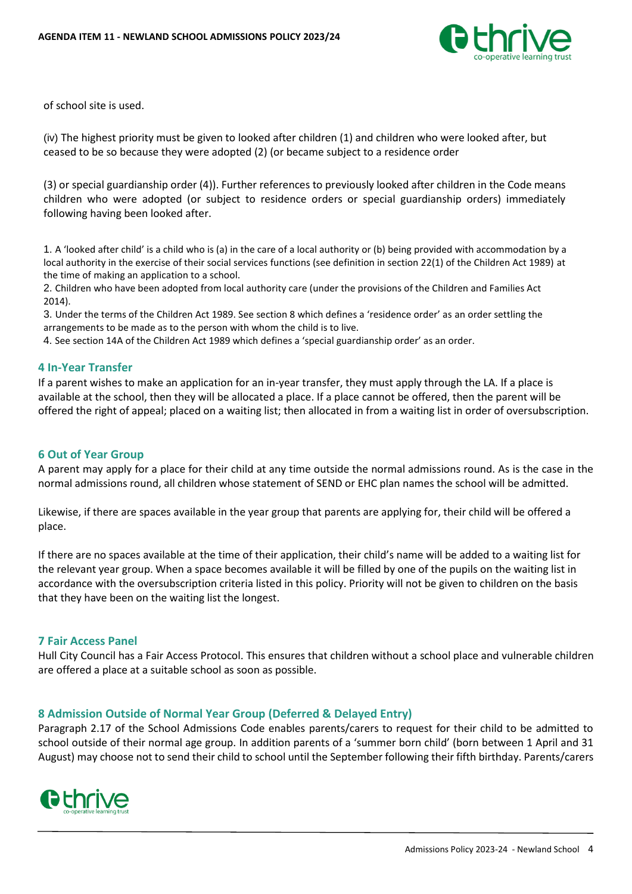of school site is used.

(iv) The highest priority must be given to looked after children (1) and children who were looked after, but ceased to be so because they were adopted (2) (or became subject to a residence order

(3) or special guardianship order (4)). Further references to previously looked after children in the Code means children who were adopted (or subject to residence orders or special guardianship orders) immediately following having been looked after.

1. A 'looked after child' is a child who is (a) in the care of a local authority or (b) being provided with accommodation by a local authority in the exercise of their social services functions (see definition in section 22(1) of the Children Act 1989) at the time of making an application to a school.
2. Children who have been adopted from local authority care (under the provisions of the Children and Families Act 2014).
3. Under the terms of the Children Act 1989. See section 8 which defines a 'residence order' as an order settling the arrangements to be made as to the person with whom the child is to live.
4. See section 14A of the Children Act 1989 which defines a 'special guardianship order' as an order.

## 4 In-Year Transfer

If a parent wishes to make an application for an in-year transfer, they must apply through the LA. If a place is available at the school, then they will be allocated a place. If a place cannot be offered, then the parent will be offered the right of appeal; placed on a waiting list; then allocated in from a waiting list in order of oversubscription.

## 6 Out of Year Group

A parent may apply for a place for their child at any time outside the normal admissions round. As is the case in the normal admissions round, all children whose statement of SEND or EHC plan names the school will be admitted.

Likewise, if there are spaces available in the year group that parents are applying for, their child will be offered a place.

If there are no spaces available at the time of their application, their child's name will be added to a waiting list for the relevant year group. When a space becomes available it will be filled by one of the pupils on the waiting list in accordance with the oversubscription criteria listed in this policy. Priority will not be given to children on the basis that they have been on the waiting list the longest.

## 7 Fair Access Panel

Hull City Council has a Fair Access Protocol. This ensures that children without a school place and vulnerable children are offered a place at a suitable school as soon as possible.

## 8 Admission Outside of Normal Year Group (Deferred & Delayed Entry)

Paragraph 2.17 of the School Admissions Code enables parents/carers to request for their child to be admitted to school outside of their normal age group. In addition parents of a 'summer born child' (born between 1 April and 31 August) may choose not to send their child to school until the September following their fifth birthday. Parents/carers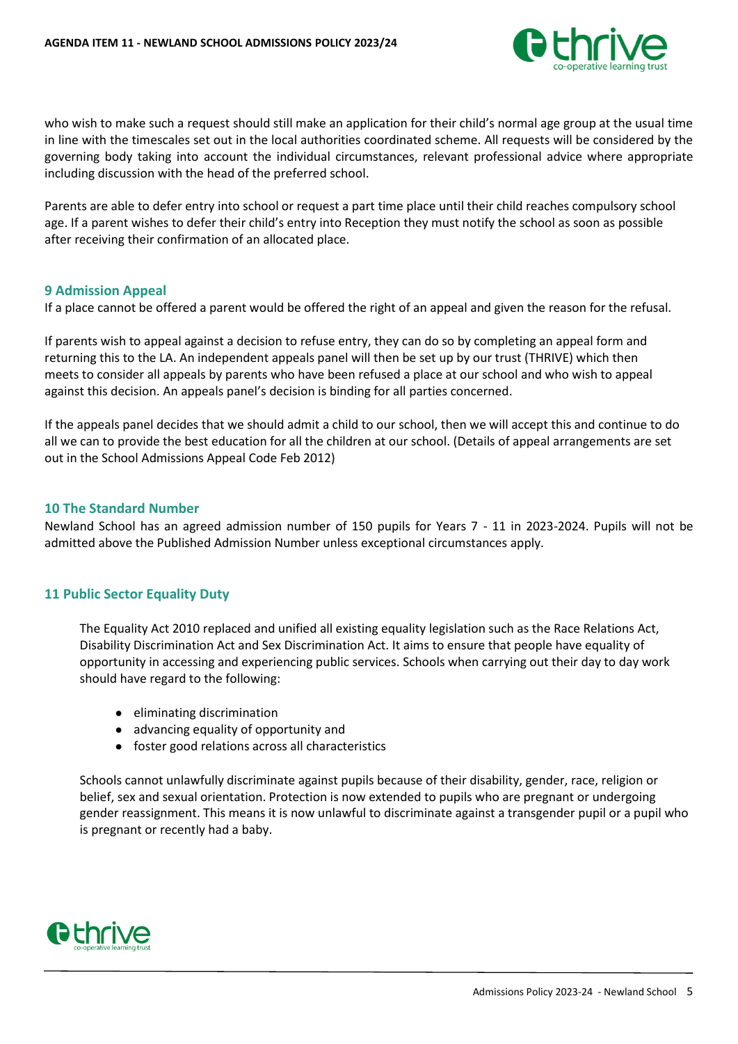who wish to make such a request should still make an application for their child's normal age group at the usual time in line with the timescales set out in the local authorities coordinated scheme. All requests will be considered by the governing body taking into account the individual circumstances, relevant professional advice where appropriate including discussion with the head of the preferred school.

Parents are able to defer entry into school or request a part time place until their child reaches compulsory school age. If a parent wishes to defer their child's entry into Reception they must notify the school as soon as possible after receiving their confirmation of an allocated place.

## 9 Admission Appeal

If a place cannot be offered a parent would be offered the right of an appeal and given the reason for the refusal.

If parents wish to appeal against a decision to refuse entry, they can do so by completing an appeal form and returning this to the LA. An independent appeals panel will then be set up by our trust (THRIVE) which then meets to consider all appeals by parents who have been refused a place at our school and who wish to appeal against this decision. An appeals panel's decision is binding for all parties concerned.

If the appeals panel decides that we should admit a child to our school, then we will accept this and continue to do all we can to provide the best education for all the children at our school. (Details of appeal arrangements are set out in the School Admissions Appeal Code Feb 2012)

## 10 The Standard Number

Newland School has an agreed admission number of 150 pupils for Years 7 - 11 in 2023-2024. Pupils will not be admitted above the Published Admission Number unless exceptional circumstances apply.

## 11 Public Sector Equality Duty

The Equality Act 2010 replaced and unified all existing equality legislation such as the Race Relations Act, Disability Discrimination Act and Sex Discrimination Act. It aims to ensure that people have equality of opportunity in accessing and experiencing public services. Schools when carrying out their day to day work should have regard to the following:

- eliminating discrimination
- advancing equality of opportunity and
- foster good relations across all characteristics

Schools cannot unlawfully discriminate against pupils because of their disability, gender, race, religion or belief, sex and sexual orientation. Protection is now extended to pupils who are pregnant or undergoing gender reassignment. This means it is now unlawful to discriminate against a transgender pupil or a pupil who is pregnant or recently had a baby.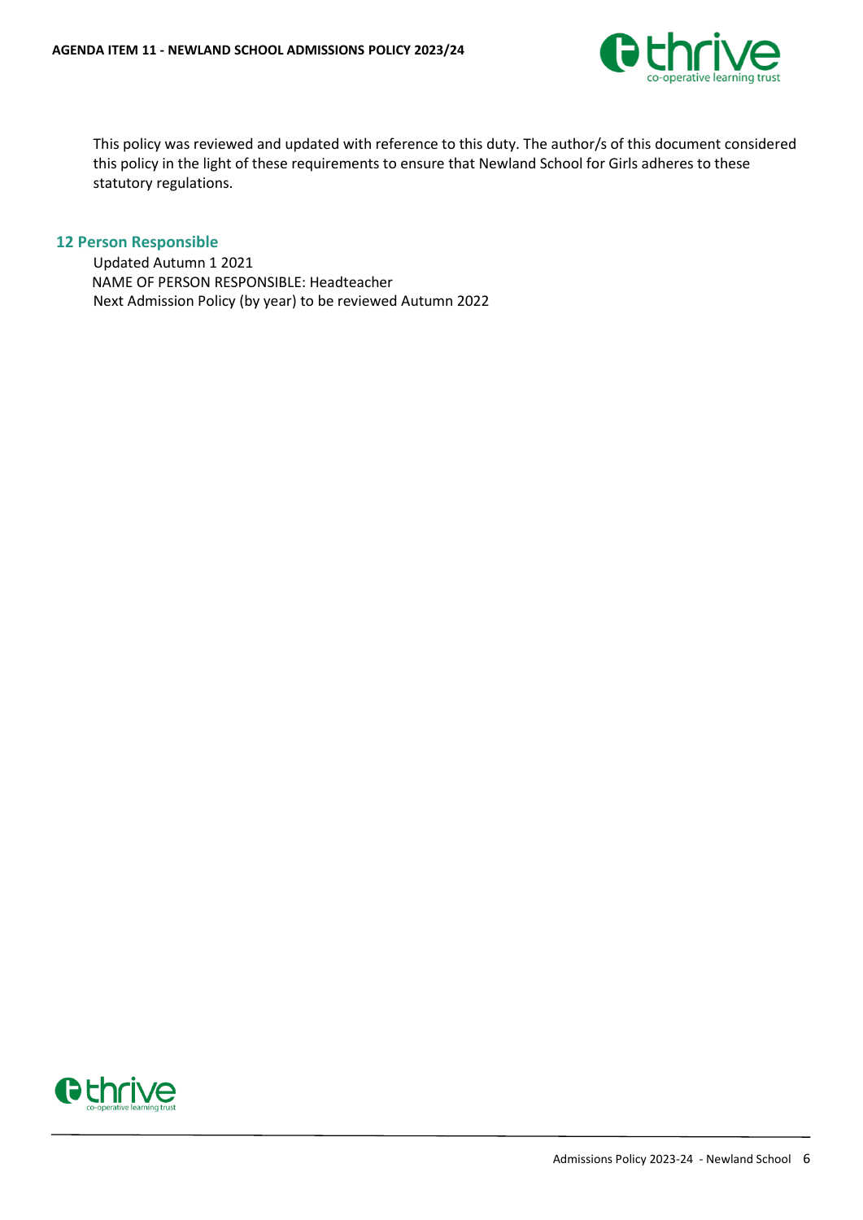This policy was reviewed and updated with reference to this duty. The author/s of this document considered this policy in the light of these requirements to ensure that Newland School for Girls adheres to these statutory regulations.

## 12 Person Responsible

Updated Autumn 1 2021
NAME OF PERSON RESPONSIBLE: Headteacher
Next Admission Policy (by year) to be reviewed Autumn 2022